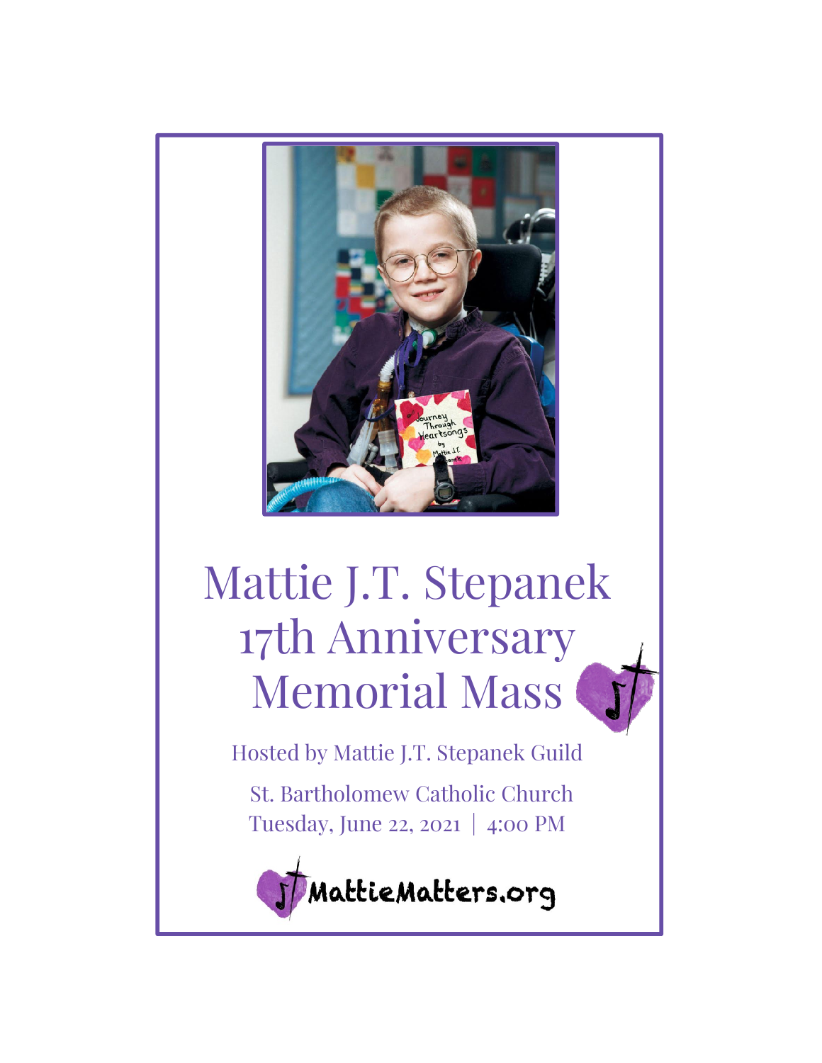# Mattie J.T. Stepanek 17th Anniversary Memorial Mass

Hosted by Mattie J.T. Stepanek Guild

St. Bartholomew Catholic Church

Tuesday, June 22, 2021 | 4:00 PM

MattieMatters.org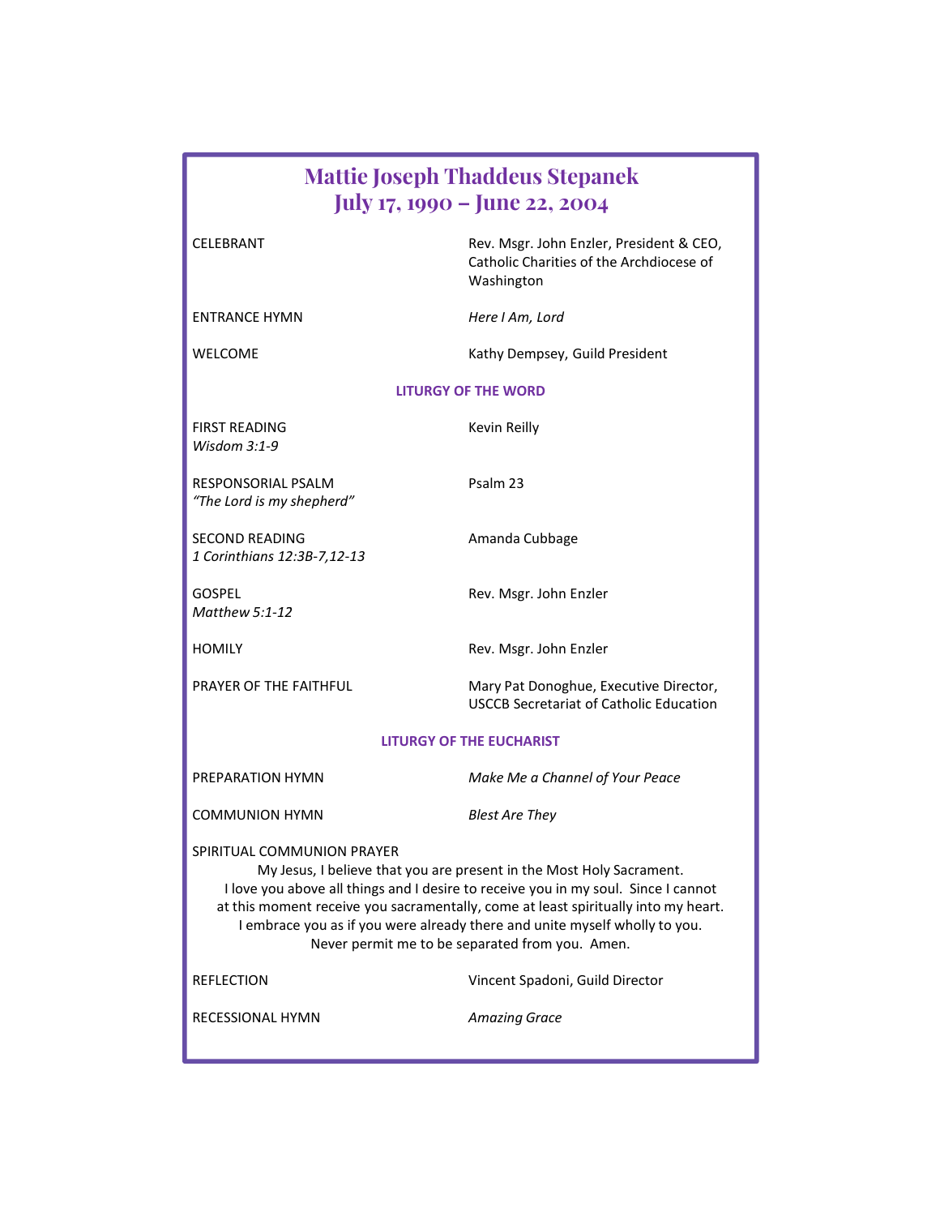# Mattie Joseph Thaddeus Stepanek
# July 17, 1990 – June 22, 2004

| | |
|---|---|
| CELEBRANT | Rev. Msgr. John Enzler, President & CEO, Catholic Charities of the Archdiocese of Washington |
| ENTRANCE HYMN | *Here I Am, Lord* |
| WELCOME | Kathy Dempsey, Guild President |

## LITURGY OF THE WORD

| | |
|---|---|
| FIRST READING<br>*Wisdom 3:1-9* | Kevin Reilly |
| RESPONSORIAL PSALM<br>*"The Lord is my shepherd"* | Psalm 23 |
| SECOND READING<br>*1 Corinthians 12:3B-7,12-13* | Amanda Cubbage |
| GOSPEL<br>*Matthew 5:1-12* | Rev. Msgr. John Enzler |
| HOMILY | Rev. Msgr. John Enzler |
| PRAYER OF THE FAITHFUL | Mary Pat Donoghue, Executive Director, USCCB Secretariat of Catholic Education |

## LITURGY OF THE EUCHARIST

| | |
|---|---|
| PREPARATION HYMN | *Make Me a Channel of Your Peace* |
| COMMUNION HYMN | *Blest Are They* |

SPIRITUAL COMMUNION PRAYER

My Jesus, I believe that you are present in the Most Holy Sacrament.
I love you above all things and I desire to receive you in my soul. Since I cannot at this moment receive you sacramentally, come at least spiritually into my heart.
I embrace you as if you were already there and unite myself wholly to you.
Never permit me to be separated from you. Amen.

| | |
|---|---|
| REFLECTION | Vincent Spadoni, Guild Director |
| RECESSIONAL HYMN | *Amazing Grace* |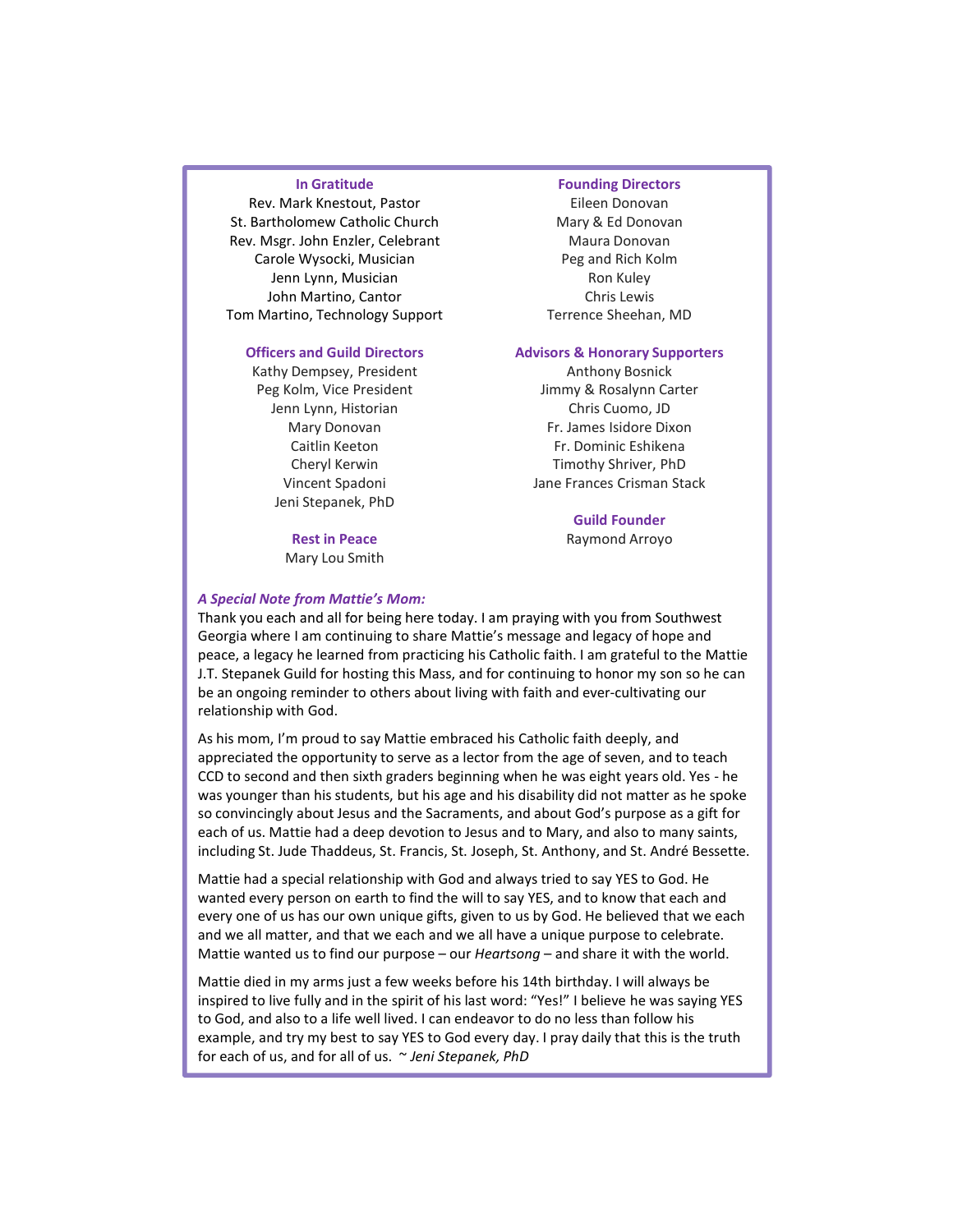### In Gratitude

Rev. Mark Knestout, Pastor
St. Bartholomew Catholic Church
Rev. Msgr. John Enzler, Celebrant
Carole Wysocki, Musician
Jenn Lynn, Musician
John Martino, Cantor
Tom Martino, Technology Support

### Officers and Guild Directors

Kathy Dempsey, President
Peg Kolm, Vice President
Jenn Lynn, Historian
Mary Donovan
Caitlin Keeton
Cheryl Kerwin
Vincent Spadoni
Jeni Stepanek, PhD

### Rest in Peace

Mary Lou Smith

### Founding Directors

Eileen Donovan
Mary & Ed Donovan
Maura Donovan
Peg and Rich Kolm
Ron Kuley
Chris Lewis
Terrence Sheehan, MD

### Advisors & Honorary Supporters

Anthony Bosnick
Jimmy & Rosalynn Carter
Chris Cuomo, JD
Fr. James Isidore Dixon
Fr. Dominic Eshikena
Timothy Shriver, PhD
Jane Frances Crisman Stack

### Guild Founder

Raymond Arroyo

### *A Special Note from Mattie's Mom:*

Thank you each and all for being here today. I am praying with you from Southwest Georgia where I am continuing to share Mattie's message and legacy of hope and peace, a legacy he learned from practicing his Catholic faith. I am grateful to the Mattie J.T. Stepanek Guild for hosting this Mass, and for continuing to honor my son so he can be an ongoing reminder to others about living with faith and ever-cultivating our relationship with God.

As his mom, I'm proud to say Mattie embraced his Catholic faith deeply, and appreciated the opportunity to serve as a lector from the age of seven, and to teach CCD to second and then sixth graders beginning when he was eight years old. Yes - he was younger than his students, but his age and his disability did not matter as he spoke so convincingly about Jesus and the Sacraments, and about God's purpose as a gift for each of us. Mattie had a deep devotion to Jesus and to Mary, and also to many saints, including St. Jude Thaddeus, St. Francis, St. Joseph, St. Anthony, and St. André Bessette.

Mattie had a special relationship with God and always tried to say YES to God. He wanted every person on earth to find the will to say YES, and to know that each and every one of us has our own unique gifts, given to us by God. He believed that we each and we all matter, and that we each and we all have a unique purpose to celebrate. Mattie wanted us to find our purpose – our *Heartsong* – and share it with the world.

Mattie died in my arms just a few weeks before his 14th birthday. I will always be inspired to live fully and in the spirit of his last word: "Yes!" I believe he was saying YES to God, and also to a life well lived. I can endeavor to do no less than follow his example, and try my best to say YES to God every day. I pray daily that this is the truth for each of us, and for all of us. ~ *Jeni Stepanek, PhD*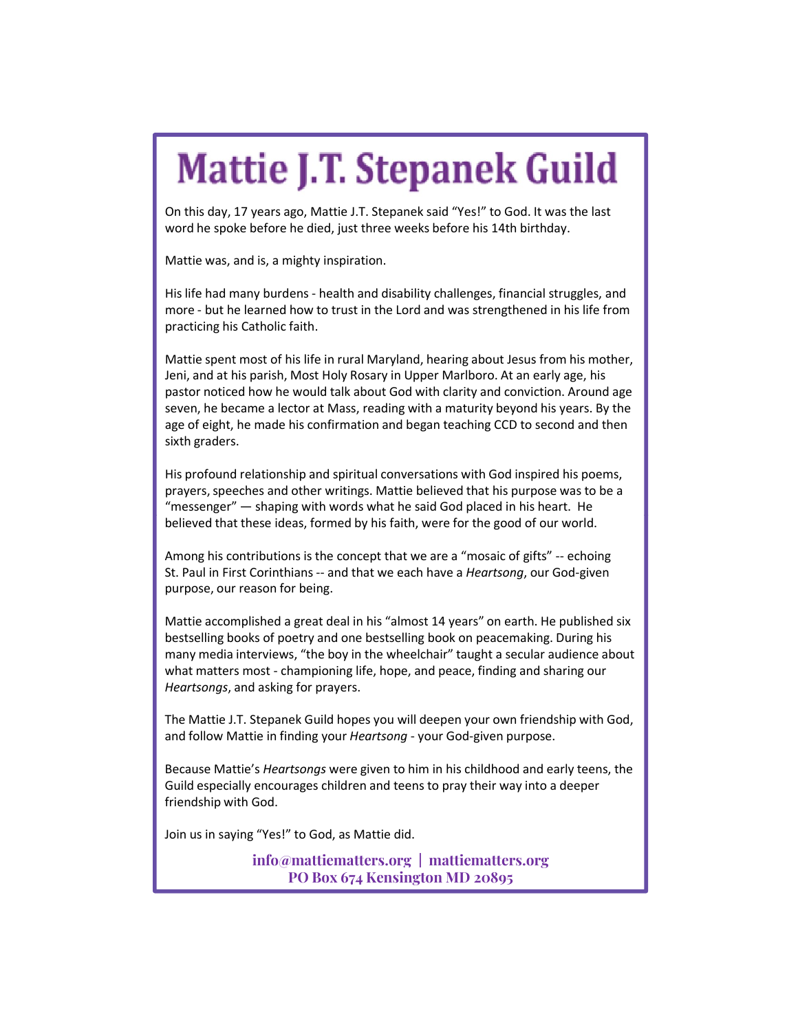# Mattie J.T. Stepanek Guild

On this day, 17 years ago, Mattie J.T. Stepanek said "Yes!" to God. It was the last word he spoke before he died, just three weeks before his 14th birthday.

Mattie was, and is, a mighty inspiration.

His life had many burdens - health and disability challenges, financial struggles, and more - but he learned how to trust in the Lord and was strengthened in his life from practicing his Catholic faith.

Mattie spent most of his life in rural Maryland, hearing about Jesus from his mother, Jeni, and at his parish, Most Holy Rosary in Upper Marlboro. At an early age, his pastor noticed how he would talk about God with clarity and conviction. Around age seven, he became a lector at Mass, reading with a maturity beyond his years. By the age of eight, he made his confirmation and began teaching CCD to second and then sixth graders.

His profound relationship and spiritual conversations with God inspired his poems, prayers, speeches and other writings. Mattie believed that his purpose was to be a "messenger" — shaping with words what he said God placed in his heart. He believed that these ideas, formed by his faith, were for the good of our world.

Among his contributions is the concept that we are a "mosaic of gifts" -- echoing St. Paul in First Corinthians -- and that we each have a *Heartsong*, our God-given purpose, our reason for being.

Mattie accomplished a great deal in his "almost 14 years" on earth. He published six bestselling books of poetry and one bestselling book on peacemaking. During his many media interviews, "the boy in the wheelchair" taught a secular audience about what matters most - championing life, hope, and peace, finding and sharing our *Heartsongs*, and asking for prayers.

The Mattie J.T. Stepanek Guild hopes you will deepen your own friendship with God, and follow Mattie in finding your *Heartsong* - your God-given purpose.

Because Mattie's *Heartsongs* were given to him in his childhood and early teens, the Guild especially encourages children and teens to pray their way into a deeper friendship with God.

Join us in saying "Yes!" to God, as Mattie did.

**info@mattiematters.org | mattiematters.org**
**PO Box 674 Kensington MD 20895**